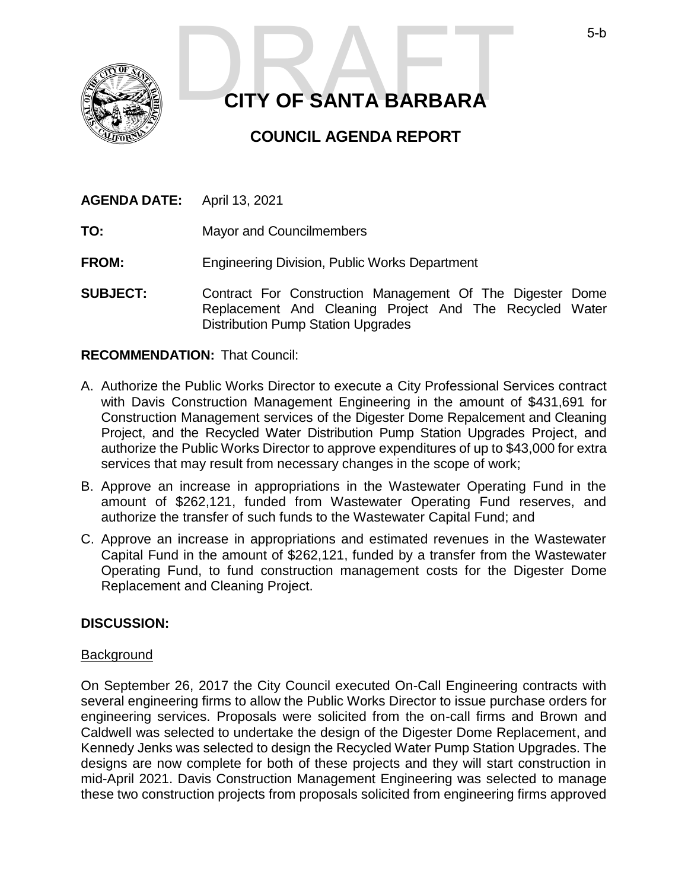DRAFT

# CITY OF SANTA BARBARA

## COUNCIL AGENDA REPORT

**AGENDA DATE:** April 13, 2021

**TO:** Mayor and Councilmembers

**FROM:** Engineering Division, Public Works Department

**SUBJECT:** Contract For Construction Management Of The Digester Dome Replacement And Cleaning Project And The Recycled Water Distribution Pump Station Upgrades

**RECOMMENDATION:** That Council:

A. Authorize the Public Works Director to execute a City Professional Services contract with Davis Construction Management Engineering in the amount of $431,691 for Construction Management services of the Digester Dome Repalcement and Cleaning Project, and the Recycled Water Distribution Pump Station Upgrades Project, and authorize the Public Works Director to approve expenditures of up to $43,000 for extra services that may result from necessary changes in the scope of work;

B. Approve an increase in appropriations in the Wastewater Operating Fund in the amount of $262,121, funded from Wastewater Operating Fund reserves, and authorize the transfer of such funds to the Wastewater Capital Fund; and

C. Approve an increase in appropriations and estimated revenues in the Wastewater Capital Fund in the amount of $262,121, funded by a transfer from the Wastewater Operating Fund, to fund construction management costs for the Digester Dome Replacement and Cleaning Project.

**DISCUSSION:**

Background

On September 26, 2017 the City Council executed On-Call Engineering contracts with several engineering firms to allow the Public Works Director to issue purchase orders for engineering services. Proposals were solicited from the on-call firms and Brown and Caldwell was selected to undertake the design of the Digester Dome Replacement, and Kennedy Jenks was selected to design the Recycled Water Pump Station Upgrades. The designs are now complete for both of these projects and they will start construction in mid-April 2021. Davis Construction Management Engineering was selected to manage these two construction projects from proposals solicited from engineering firms approved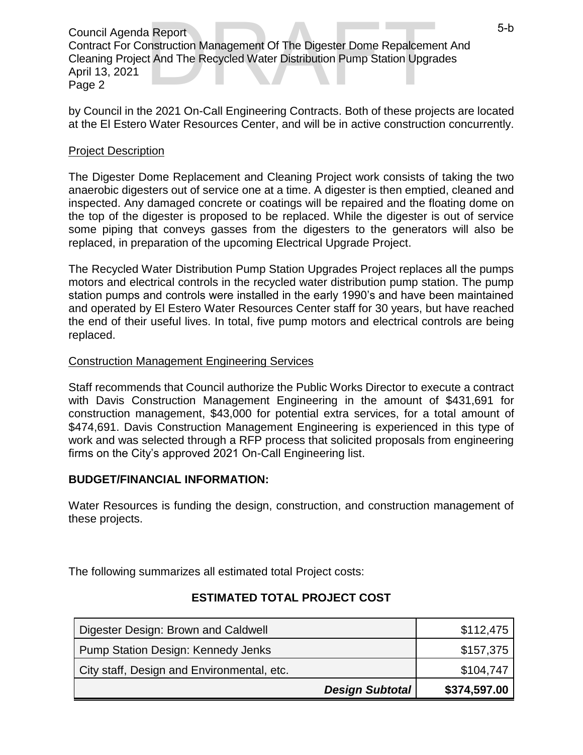by Council in the 2021 On-Call Engineering Contracts. Both of these projects are located at the El Estero Water Resources Center, and will be in active construction concurrently.

Project Description

The Digester Dome Replacement and Cleaning Project work consists of taking the two anaerobic digesters out of service one at a time. A digester is then emptied, cleaned and inspected. Any damaged concrete or coatings will be repaired and the floating dome on the top of the digester is proposed to be replaced. While the digester is out of service some piping that conveys gasses from the digesters to the generators will also be replaced, in preparation of the upcoming Electrical Upgrade Project.

The Recycled Water Distribution Pump Station Upgrades Project replaces all the pumps motors and electrical controls in the recycled water distribution pump station. The pump station pumps and controls were installed in the early 1990's and have been maintained and operated by El Estero Water Resources Center staff for 30 years, but have reached the end of their useful lives. In total, five pump motors and electrical controls are being replaced.

Construction Management Engineering Services

Staff recommends that Council authorize the Public Works Director to execute a contract with Davis Construction Management Engineering in the amount of $431,691 for construction management, $43,000 for potential extra services, for a total amount of $474,691. Davis Construction Management Engineering is experienced in this type of work and was selected through a RFP process that solicited proposals from engineering firms on the City's approved 2021 On-Call Engineering list.

**BUDGET/FINANCIAL INFORMATION:**

Water Resources is funding the design, construction, and construction management of these projects.

The following summarizes all estimated total Project costs:

**ESTIMATED TOTAL PROJECT COST**

| | |
|---|---|
| Digester Design: Brown and Caldwell | $112,475 |
| Pump Station Design: Kennedy Jenks | $157,375 |
| City staff, Design and Environmental, etc. | $104,747 |
| ***Design Subtotal*** | **$374,597.00** |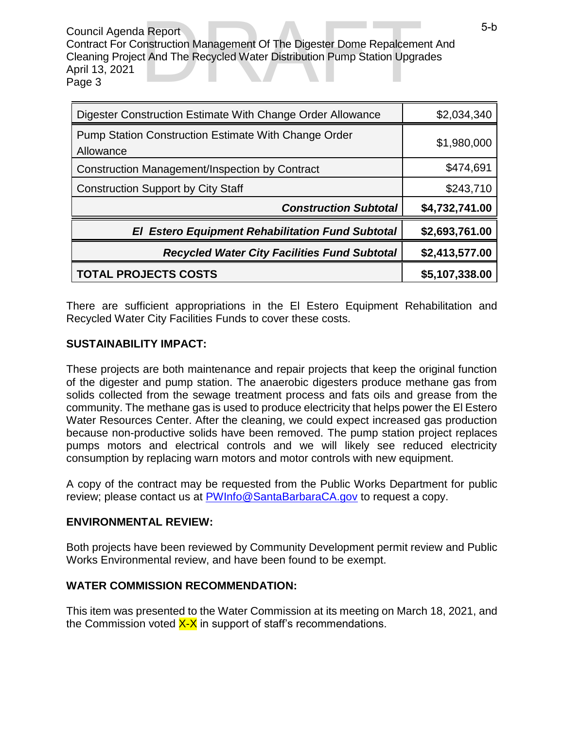| Digester Construction Estimate With Change Order Allowance | $2,034,340 |
|---|---|
| Pump Station Construction Estimate With Change Order Allowance | $1,980,000 |
| Construction Management/Inspection by Contract | $474,691 |
| Construction Support by City Staff | $243,710 |
| ***Construction Subtotal*** | **$4,732,741.00** |
| ***El Estero Equipment Rehabilitation Fund Subtotal*** | **$2,693,761.00** |
| ***Recycled Water City Facilities Fund Subtotal*** | **$2,413,577.00** |
| **TOTAL PROJECTS COSTS** | **$5,107,338.00** |

There are sufficient appropriations in the El Estero Equipment Rehabilitation and Recycled Water City Facilities Funds to cover these costs.

**SUSTAINABILITY IMPACT:**

These projects are both maintenance and repair projects that keep the original function of the digester and pump station. The anaerobic digesters produce methane gas from solids collected from the sewage treatment process and fats oils and grease from the community. The methane gas is used to produce electricity that helps power the El Estero Water Resources Center. After the cleaning, we could expect increased gas production because non-productive solids have been removed. The pump station project replaces pumps motors and electrical controls and we will likely see reduced electricity consumption by replacing warn motors and motor controls with new equipment.

A copy of the contract may be requested from the Public Works Department for public review; please contact us at PWInfo@SantaBarbaraCA.gov to request a copy.

**ENVIRONMENTAL REVIEW:**

Both projects have been reviewed by Community Development permit review and Public Works Environmental review, and have been found to be exempt.

**WATER COMMISSION RECOMMENDATION:**

This item was presented to the Water Commission at its meeting on March 18, 2021, and the Commission voted X-X in support of staff's recommendations.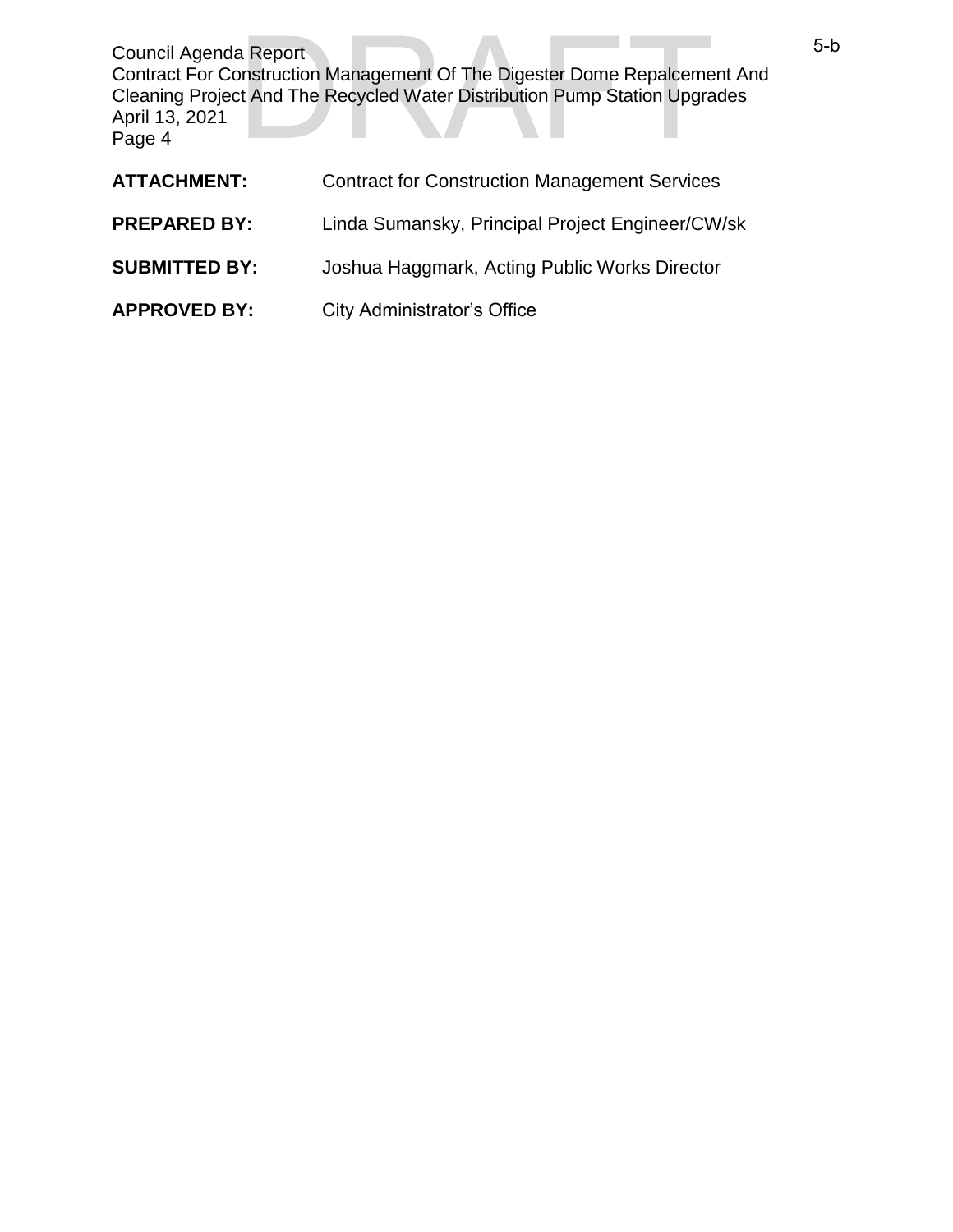**ATTACHMENT:** Contract for Construction Management Services

**PREPARED BY:** Linda Sumansky, Principal Project Engineer/CW/sk

**SUBMITTED BY:** Joshua Haggmark, Acting Public Works Director

**APPROVED BY:** City Administrator's Office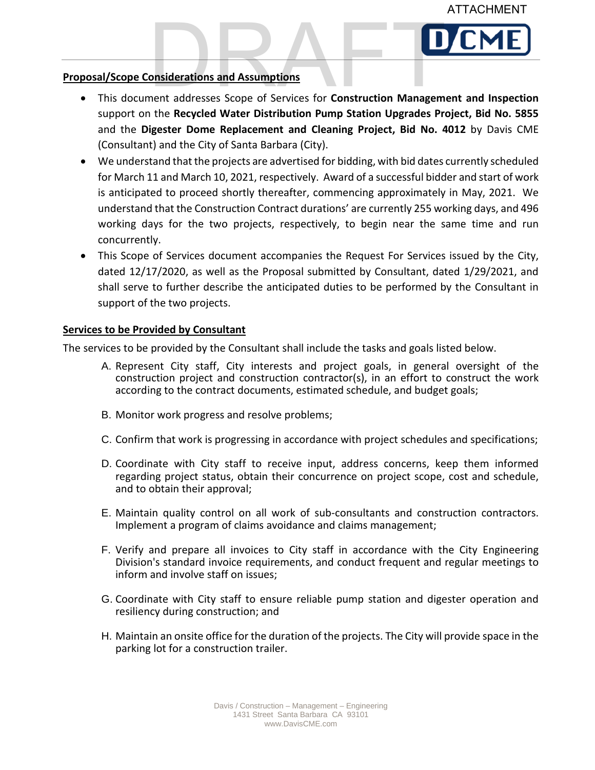ATTACHMENT

**Proposal/Scope Considerations and Assumptions**

- This document addresses Scope of Services for **Construction Management and Inspection** support on the **Recycled Water Distribution Pump Station Upgrades Project, Bid No. 5855** and the **Digester Dome Replacement and Cleaning Project, Bid No. 4012** by Davis CME (Consultant) and the City of Santa Barbara (City).
- We understand that the projects are advertised for bidding, with bid dates currently scheduled for March 11 and March 10, 2021, respectively. Award of a successful bidder and start of work is anticipated to proceed shortly thereafter, commencing approximately in May, 2021. We understand that the Construction Contract durations' are currently 255 working days, and 496 working days for the two projects, respectively, to begin near the same time and run concurrently.
- This Scope of Services document accompanies the Request For Services issued by the City, dated 12/17/2020, as well as the Proposal submitted by Consultant, dated 1/29/2021, and shall serve to further describe the anticipated duties to be performed by the Consultant in support of the two projects.

**Services to be Provided by Consultant**

The services to be provided by the Consultant shall include the tasks and goals listed below.

A. Represent City staff, City interests and project goals, in general oversight of the construction project and construction contractor(s), in an effort to construct the work according to the contract documents, estimated schedule, and budget goals;

B. Monitor work progress and resolve problems;

C. Confirm that work is progressing in accordance with project schedules and specifications;

D. Coordinate with City staff to receive input, address concerns, keep them informed regarding project status, obtain their concurrence on project scope, cost and schedule, and to obtain their approval;

E. Maintain quality control on all work of sub-consultants and construction contractors. Implement a program of claims avoidance and claims management;

F. Verify and prepare all invoices to City staff in accordance with the City Engineering Division's standard invoice requirements, and conduct frequent and regular meetings to inform and involve staff on issues;

G. Coordinate with City staff to ensure reliable pump station and digester operation and resiliency during construction; and

H. Maintain an onsite office for the duration of the projects. The City will provide space in the parking lot for a construction trailer.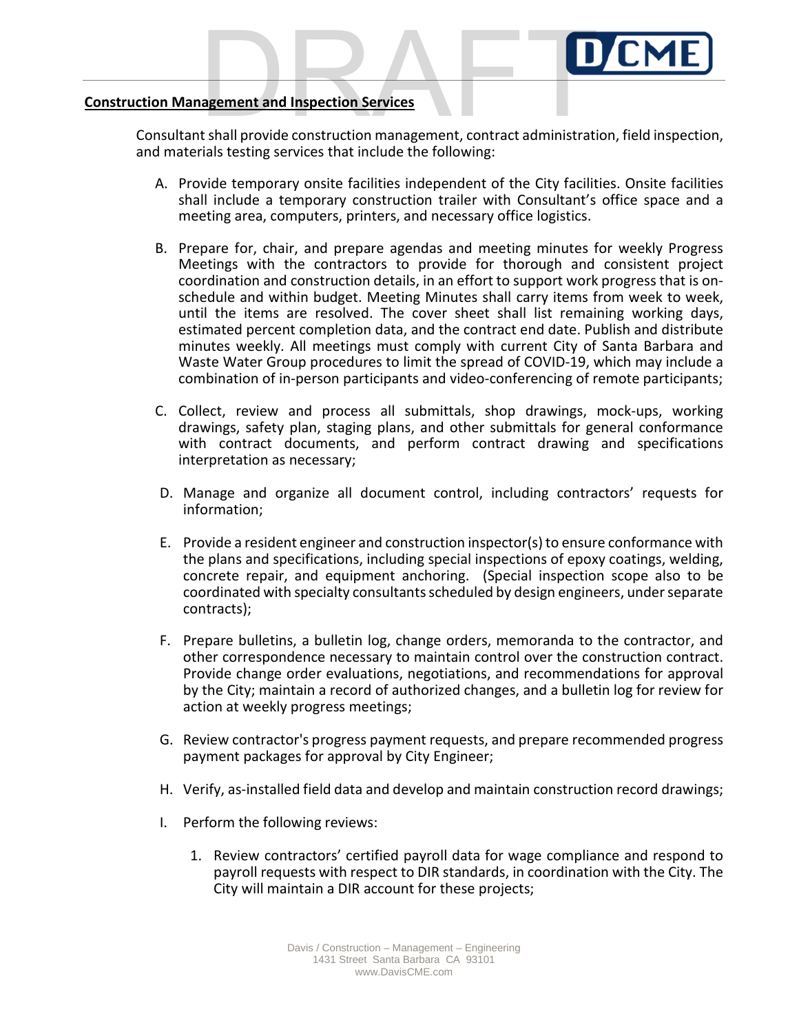**Construction Management and Inspection Services**

Consultant shall provide construction management, contract administration, field inspection, and materials testing services that include the following:

A. Provide temporary onsite facilities independent of the City facilities. Onsite facilities shall include a temporary construction trailer with Consultant's office space and a meeting area, computers, printers, and necessary office logistics.

B. Prepare for, chair, and prepare agendas and meeting minutes for weekly Progress Meetings with the contractors to provide for thorough and consistent project coordination and construction details, in an effort to support work progress that is on-schedule and within budget. Meeting Minutes shall carry items from week to week, until the items are resolved. The cover sheet shall list remaining working days, estimated percent completion data, and the contract end date. Publish and distribute minutes weekly. All meetings must comply with current City of Santa Barbara and Waste Water Group procedures to limit the spread of COVID-19, which may include a combination of in-person participants and video-conferencing of remote participants;

C. Collect, review and process all submittals, shop drawings, mock-ups, working drawings, safety plan, staging plans, and other submittals for general conformance with contract documents, and perform contract drawing and specifications interpretation as necessary;

D. Manage and organize all document control, including contractors' requests for information;

E. Provide a resident engineer and construction inspector(s) to ensure conformance with the plans and specifications, including special inspections of epoxy coatings, welding, concrete repair, and equipment anchoring. (Special inspection scope also to be coordinated with specialty consultants scheduled by design engineers, under separate contracts);

F. Prepare bulletins, a bulletin log, change orders, memoranda to the contractor, and other correspondence necessary to maintain control over the construction contract. Provide change order evaluations, negotiations, and recommendations for approval by the City; maintain a record of authorized changes, and a bulletin log for review for action at weekly progress meetings;

G. Review contractor's progress payment requests, and prepare recommended progress payment packages for approval by City Engineer;

H. Verify, as-installed field data and develop and maintain construction record drawings;

I. Perform the following reviews:

   1. Review contractors' certified payroll data for wage compliance and respond to payroll requests with respect to DIR standards, in coordination with the City. The City will maintain a DIR account for these projects;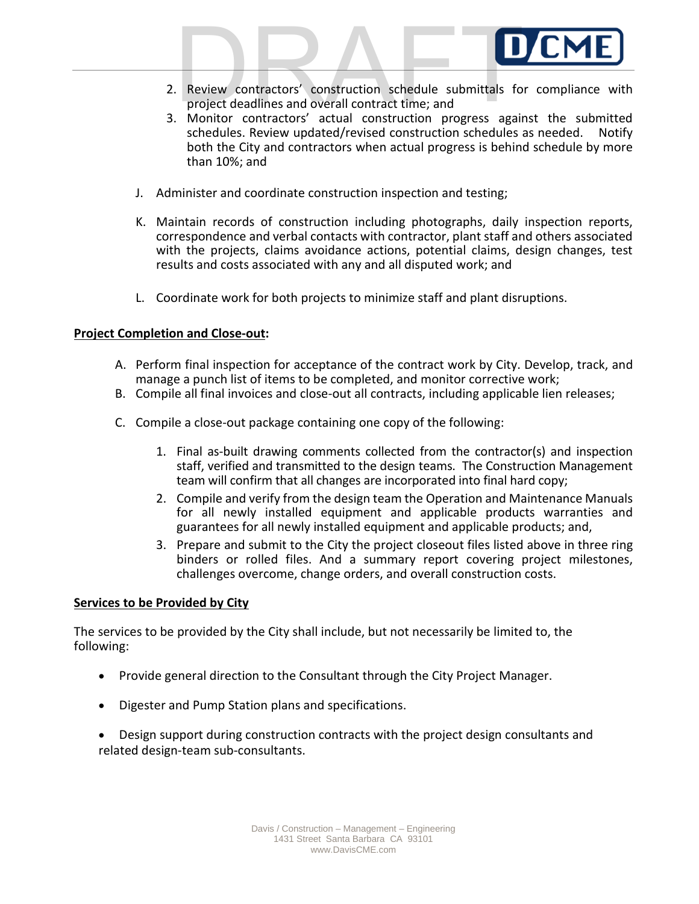2. Review contractors' construction schedule submittals for compliance with project deadlines and overall contract time; and
3. Monitor contractors' actual construction progress against the submitted schedules. Review updated/revised construction schedules as needed. Notify both the City and contractors when actual progress is behind schedule by more than 10%; and

J. Administer and coordinate construction inspection and testing;

K. Maintain records of construction including photographs, daily inspection reports, correspondence and verbal contacts with contractor, plant staff and others associated with the projects, claims avoidance actions, potential claims, design changes, test results and costs associated with any and all disputed work; and

L. Coordinate work for both projects to minimize staff and plant disruptions.

**Project Completion and Close-out:**

A. Perform final inspection for acceptance of the contract work by City. Develop, track, and manage a punch list of items to be completed, and monitor corrective work;
B. Compile all final invoices and close-out all contracts, including applicable lien releases;

C. Compile a close-out package containing one copy of the following:

1. Final as-built drawing comments collected from the contractor(s) and inspection staff, verified and transmitted to the design teams. The Construction Management team will confirm that all changes are incorporated into final hard copy;
2. Compile and verify from the design team the Operation and Maintenance Manuals for all newly installed equipment and applicable products warranties and guarantees for all newly installed equipment and applicable products; and,
3. Prepare and submit to the City the project closeout files listed above in three ring binders or rolled files. And a summary report covering project milestones, challenges overcome, change orders, and overall construction costs.

**Services to be Provided by City**

The services to be provided by the City shall include, but not necessarily be limited to, the following:

- Provide general direction to the Consultant through the City Project Manager.
- Digester and Pump Station plans and specifications.
- Design support during construction contracts with the project design consultants and related design-team sub-consultants.